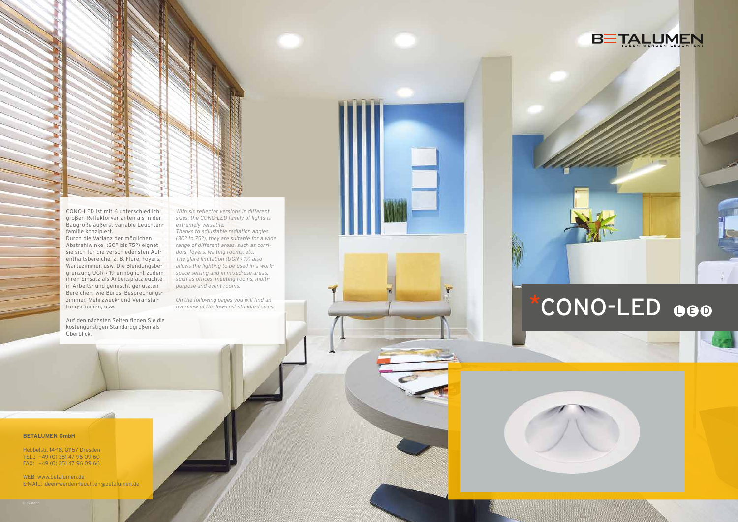# BETALUMEN

IDEEN WERDEN LEUCHTEN!

# *CONO-LED LED

CONO-LED ist mit 6 unterschiedlich großen Reflektorvarianten als in der Baugröße äußerst variable Leuchtenfamilie konzipiert.
Durch die Varianz der möglichen Abstrahlwinkel (30° bis 75°) eignet sie sich für die verschiedensten Aufenthaltsbereiche, z. B. Flure, Foyers, Wartezimmer, usw. Die Blendungsbegrenzung UGR < 19 ermöglicht zudem ihren Einsatz als Arbeitsplatzleuchte in Arbeits- und gemischt genutzten Bereichen, wie Büros, Besprechungszimmer, Mehrzweck- und Veranstaltungsräumen, usw.

Auf den nächsten Seiten finden Sie die kostengünstigen Standardgrößen als Überblick.

*With six reflector versions in different sizes, the CONO-LED family of lights is extremely versatile.*
*Thanks to adjustable radiation angles (30° to 75°), they are suitable for a wide range of different areas, such as corridors, foyers, waiting rooms, etc.*
*The glare limitation (UGR < 19) also allows the lighting to be used in a workspace setting and in mixed-use areas, such as offices, meeting rooms, multipurpose and event rooms.*

*On the following pages you will find an overview of the low-cost standard sizes.*

**BETALUMEN GmbH**

Hebbelstr. 14-18, 01157 Dresden
TEL.: +49 (0) 351 47 96 09 60
FAX: +49 (0) 351 47 96 09 66

WEB: www.betalumen.de
E-MAIL: ideen-werden-leuchten@betalumen.de

© avarand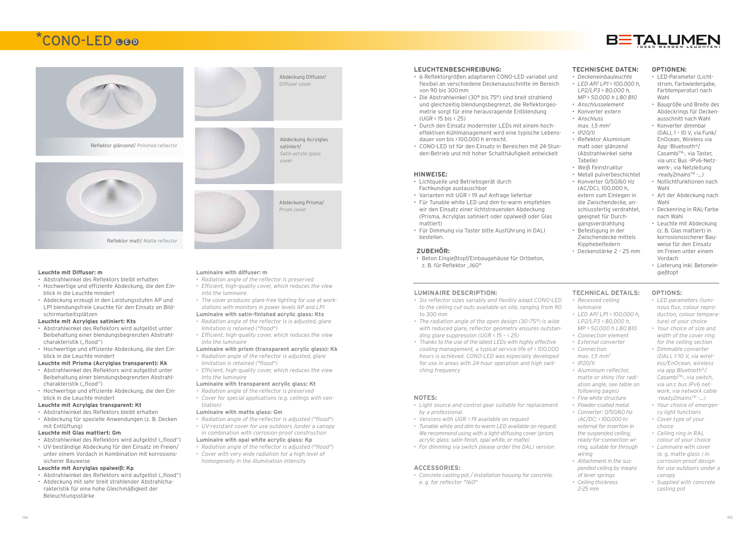# *CONO-LED

BETALUMEN
IDEEN WERDEN LEUCHTEN!

Reflektor glänzend/ *Polished reflector*

Reflektor matt/ *Matte reflector*

Abdeckung Diffusor/ *Diffuser cover*

Abdeckung Acrylglas satiniert/ *Satin acrylic glass cover*

Abdeckung Prisma/ *Prism cover*

**Leuchte mit Diffusor: m**

- Abstrahlwinkel des Reflektors bleibt erhalten
- Hochwertige und effiziente Abdeckung, die den Einblick in die Leuchte mindert
- Abdeckung erzeugt in den Leistungsstufen AP und LP1 blendungsfreie Leuchte für den Einsatz an Bildschirmarbeitsplätzen

**Leuchte mit Acrylglas satiniert: Kts**

- Abstrahlwinkel des Reflektors wird aufgelöst unter Beibehaltung einer blendungsbegrenzten Abstrahlcharakteristik („flood")
- Hochwertige und effiziente Abdeckung, die den Einblick in die Leuchte mindert

**Leuchte mit Prisma (Acrylglas transparent): Kk**

- Abstrahlwinkel des Reflektors wird aufgelöst unter Beibehaltung einer blendungsbegrenzten Abstrahlcharakteristik („flood")
- Hochwertige und effiziente Abdeckung, die den Einblick in die Leuchte mindert

**Leuchte mit Acrylglas transparent: Kt**

- Abstrahlwinkel des Reflektors bleibt erhalten
- Abdeckung für spezielle Anwendungen (z. B. Decken mit Entlüftung)

**Leuchte mit Glas mattiert: Gm**

- Abstrahlwinkel des Reflektors wird aufgelöst („flood")
- UV-beständige Abdeckung für den Einsatz im Freien/ unter einem Vordach in Kombination mit korrosionssicherer Bauweise

**Leuchte mit Acrylglas opalweiß: Kp**

- Abstrahlwinkel des Reflektors wird aufgelöst („flood")
- Abdeckung mit sehr breit strahlender Abstrahlcharakteristik für eine hohe Gleichmäßigkeit der Beleuchtungsstärke

**Luminaire with diffuser: m**

- *Radiation angle of the reflector is preserved*
- *Efficient, high-quality cover, which reduces the view into the luminaire*
- *The cover produces glare-free lighting for use at workstations with monitors in power levels AP and LP1*

**Luminaire with satin-finished acrylic glass: Kts**

- *Radiation angle of the reflector is adjusted, glare limitation is retained ("flood")*
- *Efficient, high-quality cover, which reduces the view into the luminaire*

**Luminaire with prism (transparent acrylic glass): Kk**

- *Radiation angle of the reflector is adjusted, glare limitation is retained ("flood")*
- *Efficient, high-quality cover, which reduces the view into the luminaire*

**Luminaire with transparent acrylic glass: Kt**

- *Radiation angle of the reflector is preserved*
- *Cover for special applications (e.g. ceilings with ventilation)*

**Luminaire with matte glass: Gm**

- *Radiation angle of the reflector is adjusted ("flood")*
- *UV-resistant cover for use outdoors /under a canopy in combination with corrosion-proof construction*

**Luminaire with opal white acrylic glass: Kp**

- *Radiation angle of the reflector is adjusted ("flood")*
- *Cover with very wide radiation for a high level of homogeneity in the illumination intensity*

## LEUCHTENBESCHREIBUNG:

- 6 Reflektorgrößen adaptieren CONO-LED variabel und flexibel an verschiedene Deckenausschnitte im Bereich von 90 bis 300 mm
- Die Abstrahlwinkel (30° bis 75°) sind breit strahlend und gleichzeitig blendungsbegrenzt, die Reflektorgeometrie sorgt für eine herausragende Entblendung (UGR < 15 bis < 25)
- Durch den Einsatz modernster LEDs mit einem hocheffektiven Kühlmanagement wird eine typische Lebensdauer von bis >100.000 h erreicht.
- CONO-LED ist für den Einsatz in Bereichen mit 24-Stunden-Betrieb und mit hoher Schalthäufigkeit entwickelt

## HINWEISE:

- Lichtquelle und Betriebsgerät durch Fachkundige austauschbar
- Varianten mit UGR < 19 auf Anfrage lieferbar
- Für Tunable white LED und dim-to-warm empfehlen wir den Einsatz einer lichtstreuenden Abdeckung (Prisma, Acrylglas satiniert oder opalweiß oder Glas mattiert)
- Für Dimmung via Taster bitte Ausführung in DALI bestellen.

## ZUBEHÖR:

- Beton Eingießtopf/Einbaugehäuse für Ortbeton, z. B. für Reflektor „160"

## TECHNISCHE DATEN:

- *Deckeneinbauleuchte*
- *LED AP/ LP1 > 100.000 h, LP2/LP3 > 80.000 h, MP > 50.000 h L80 B10*
- *Anschlusselement*
- *Konverter extern*
- *Anschluss max. 1,5 mm²*
- *IP20/II*
- Reflektor Aluminium matt oder glänzend (Abstrahlwinkel siehe Tabelle)
- Weiß Feinstruktur
- Metall pulverbeschichtet
- Konverter 0/50/60 Hz (AC/DC), 100.000 h, extern zum Einlegen in die Zwischendecke, anschlussfertig verdrahtet, geeignet für Durchgangsverdrahtung
- Befestigung in der Zwischendecke mittels Kipphebelfedern
- Deckenstärke 2 – 25 mm

## OPTIONEN:

- LED-Parameter (Lichtstrom, Farbwiedergabe, Farbtemperatur) nach Wahl
- Baugröße und Breite des Abdeckrings für Deckenausschnitt nach Wahl
- Konverter dimmbar (DALI, 1 – 10 V, via Funk/ EnOcean, Wireless via App -Bluetooth®/ Casambi™-, via Taster, via un:c Bus -IPv6-Netzwerk-, via Netzleitung -ready2mains™ -…)
- Notlichtfunktionen nach Wahl
- Art der Abdeckung nach Wahl
- Deckenring in RAL-Farbe nach Wahl
- Leuchte mit Abdeckung (z. B. Glas mattiert) in korrosionssicherer Bauweise für den Einsatz im Freien unter einem Vordach
- Lieferung inkl. Betoneingießtopf

## LUMINAIRE DESCRIPTION:

- *Six reflector sizes variably and flexibly adapt CONO-LED to the ceiling cut-outs available on site, ranging from 90 to 300 mm*
- *The radiation angle of the open design (30–75°) is wide with reduced glare, reflector geometry ensures outstanding glare suppression (UGR < 15 – < 25)*
- *Thanks to the use of the latest LEDs with highly effective cooling management, a typical service life of > 100,000 hours is achieved. CONO-LED was especially developed for use in areas with 24-hour operation and high switching frequency*

## NOTES:

- *Light source and control gear suitable for replacement by a professional.*
- *Versions with UGR < 19 available on request*
- *Tunable white and dim-to-warm LED available on request. We recommend using with a light-diffusing cover (prism, acrylic glass: satin finish, opal white, or matte)*
- *For dimming via switch please order the DALI version*

## ACCESSORIES:

- *Concrete casting pot / installation housing for concrete, e. g. for reflector "160"*

## TECHNICAL DETAILS:

- *Recessed ceiling luminaire*
- *LED AP/ LP1 > 100,000 h, LP2/LP3 > 80,000 h, MP > 50,000 h L80 B10*
- *Connection element*
- *External converter*
- *Connection max. 1,5 mm²*
- *IP20/II*
- *Aluminium reflector, matte or shiny (for radiation angle, see table on following pages)*
- *Fine white structure*
- *Powder-coated metal*
- *Converter: 0/50/60 Hz (AC/DC; > 100,000 h) external for insertion in the suspended ceiling, ready-for-connection wiring, suitable for through wiring*
- *Attachment in the suspended ceiling by means of lever springs*
- *Ceiling thickness 2-25 mm*

## OPTIONS:

- *LED parameters (luminous flux, colour reproduction, colour temperature) of your choice*
- *Your choice of size and width of the cover ring for the ceiling section*
- *Dimmable converter (DALI, 1–10 V, via wireless/EnOcean, wireless via app Bluetooth®/ Casambi™-, via switch, via un:c bus IPv6 network, via network cable -ready2mains™ -…)*
- *Your choice of emergency light functions*
- *Cover type of your choice*
- *Ceiling ring in RAL colour of your choice*
- *Luminaire with cover (e. g. matte glass ) in corrosion-proof design for use outdoors under a canopy*
- *Supplied with concrete casting pot*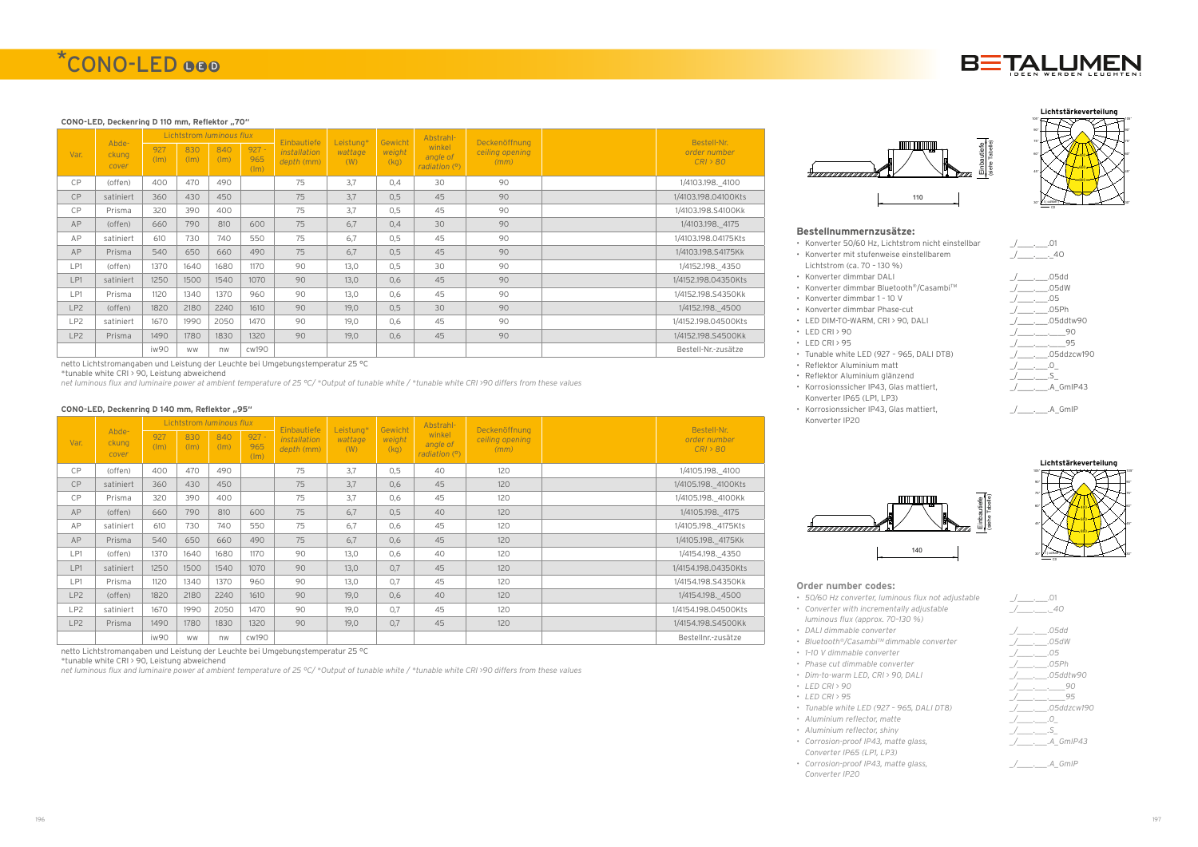# *CONO-LED

### CONO-LED, Deckenring D 110 mm, Reflektor „70"

| Var. | Abde-ckung *cover* | Lichtstrom *luminous flux* 927 (lm) | 830 (lm) | 840 (lm) | 927 - 965 (lm) | Einbautiefe *installation depth* (mm) | Leistung* *wattage* (W) | Gewicht *weight* (kg) | Abstrahl-winkel *angle of radiation* (°) | Deckenöffnung *ceiling opening* (mm) | | Bestell-Nr. *order number CRI > 80* |
|---|---|---|---|---|---|---|---|---|---|---|---|---|
| CP | (offen) | 400 | 470 | 490 | | 75 | 3,7 | 0,4 | 30 | 90 | | 1/4103.198._4100 |
| CP | satiniert | 360 | 430 | 450 | | 75 | 3,7 | 0,5 | 45 | 90 | | 1/4103.198.04100Kts |
| CP | Prisma | 320 | 390 | 400 | | 75 | 3,7 | 0,5 | 45 | 90 | | 1/4103.198.S4100Kk |
| AP | (offen) | 660 | 790 | 810 | 600 | 75 | 6,7 | 0,4 | 30 | 90 | | 1/4103.198._4175 |
| AP | satiniert | 610 | 730 | 740 | 550 | 75 | 6,7 | 0,5 | 45 | 90 | | 1/4103.198.04175Kts |
| AP | Prisma | 540 | 650 | 660 | 490 | 75 | 6,7 | 0,5 | 45 | 90 | | 1/4103.198.S4175Kk |
| LP1 | (offen) | 1370 | 1640 | 1680 | 1170 | 90 | 13,0 | 0,5 | 30 | 90 | | 1/4152.198._4350 |
| LP1 | satiniert | 1250 | 1500 | 1540 | 1070 | 90 | 13,0 | 0,6 | 45 | 90 | | 1/4152.198.04350Kts |
| LP1 | Prisma | 1120 | 1340 | 1370 | 960 | 90 | 13,0 | 0,6 | 45 | 90 | | 1/4152.198.S4350Kk |
| LP2 | (offen) | 1820 | 2180 | 2240 | 1610 | 90 | 19,0 | 0,5 | 30 | 90 | | 1/4152.198._4500 |
| LP2 | satiniert | 1670 | 1990 | 2050 | 1470 | 90 | 19,0 | 0,6 | 45 | 90 | | 1/4152.198.04500Kts |
| LP2 | Prisma | 1490 | 1780 | 1830 | 1320 | 90 | 19,0 | 0,6 | 45 | 90 | | 1/4152.198.S4500Kk |
| | | iw90 | ww | nw | cw190 | | | | | | | Bestell-Nr.-zusätze |

netto Lichtstromangaben und Leistung der Leuchte bei Umgebungstemperatur 25 °C
*tunable white CRI > 90, Leistung abweichend
*net luminous flux and luminaire power at ambient temperature of 25 °C/ *Output of tunable white / *tunable white CRI >90 differs from these values*

110

Einbautiefe (siehe Tabelle)

Lichtstärkeverteilung

### CONO-LED, Deckenring D 140 mm, Reflektor „95"

| Var. | Abde-ckung *cover* | Lichtstrom *luminous flux* 927 (lm) | 830 (lm) | 840 (lm) | 927 - 965 (lm) | Einbautiefe *installation depth* (mm) | Leistung* *wattage* (W) | Gewicht *weight* (kg) | Abstrahl-winkel *angle of radiation* (°) | Deckenöffnung *ceiling opening* (mm) | | Bestell-Nr. *order number CRI > 80* |
|---|---|---|---|---|---|---|---|---|---|---|---|---|
| CP | (offen) | 400 | 470 | 490 | | 75 | 3,7 | 0,5 | 40 | 120 | | 1/4105.198._4100 |
| CP | satiniert | 360 | 430 | 450 | | 75 | 3,7 | 0,6 | 45 | 120 | | 1/4105.198._4100Kts |
| CP | Prisma | 320 | 390 | 400 | | 75 | 3,7 | 0,6 | 45 | 120 | | 1/4105.198._4100Kk |
| AP | (offen) | 660 | 790 | 810 | 600 | 75 | 6,7 | 0,5 | 40 | 120 | | 1/4105.198._4175 |
| AP | satiniert | 610 | 730 | 740 | 550 | 75 | 6,7 | 0,6 | 45 | 120 | | 1/4105.198._4175Kts |
| AP | Prisma | 540 | 650 | 660 | 490 | 75 | 6,7 | 0,6 | 45 | 120 | | 1/4105.198._4175Kk |
| LP1 | (offen) | 1370 | 1640 | 1680 | 1170 | 90 | 13,0 | 0,6 | 40 | 120 | | 1/4154.198._4350 |
| LP1 | satiniert | 1250 | 1500 | 1540 | 1070 | 90 | 13,0 | 0,7 | 45 | 120 | | 1/4154.198.04350Kts |
| LP1 | Prisma | 1120 | 1340 | 1370 | 960 | 90 | 13,0 | 0,7 | 45 | 120 | | 1/4154.198.S4350Kk |
| LP2 | (offen) | 1820 | 2180 | 2240 | 1610 | 90 | 19,0 | 0,6 | 40 | 120 | | 1/4154.198._4500 |
| LP2 | satiniert | 1670 | 1990 | 2050 | 1470 | 90 | 19,0 | 0,7 | 45 | 120 | | 1/4154.198.04500Kts |
| LP2 | Prisma | 1490 | 1780 | 1830 | 1320 | 90 | 19,0 | 0,7 | 45 | 120 | | 1/4154.198.S4500Kk |
| | | iw90 | ww | nw | cw190 | | | | | | | Bestellnr.-zusätze |

netto Lichtstromangaben und Leistung der Leuchte bei Umgebungstemperatur 25 °C
*tunable white CRI > 90, Leistung abweichend
*net luminous flux and luminaire power at ambient temperature of 25 °C/ *Output of tunable white / *tunable white CRI >90 differs from these values*

140

Einbautiefe (siehe Tabelle)

Lichtstärkeverteilung

### Bestellnummernzusätze:

| | |
|---|---|
| • Konverter 50/60 Hz, Lichtstrom nicht einstellbar | _/____.___.01 |
| • Konverter mit stufenweise einstellbarem Lichtstrom (ca. 70 - 130 %) | _/____.___._40 |
| • Konverter dimmbar DALI | _/____.___.05dd |
| • Konverter dimmbar Bluetooth®/Casambi™ | _/____.___.05dW |
| • Konverter dimmbar 1 - 10 V | _/____.___.05 |
| • Konverter dimmbar Phase-cut | _/____.___.05Ph |
| • LED DIM-TO-WARM, CRI > 90, DALI | _/____.___.05ddtw90 |
| • LED CRI > 90 | _/____.___.____90 |
| • LED CRI > 95 | _/____.___.____95 |
| • Tunable white LED (927 – 965, DALI DT8) | _/____.___.05ddzcw190 |
| • Reflektor Aluminium matt | _/____.___.O_ |
| • Reflektor Aluminium glänzend | _/____.___.S_ |
| • Korrosionssicher IP43, Glas mattiert, Konverter IP65 (LP1, LP3) | _/____.___.A_GmIP43 |
| • Korrosionssicher IP43, Glas mattiert, Konverter IP20 | _/____.___.A_GmIP |

### Order number codes:

| | |
|---|---|
| • *50/60 Hz converter, luminous flux not adjustable* | _/____.___.01 |
| • *Converter with incrementally adjustable luminous flux (approx. 70–130 %)* | _/____.___._40 |
| • *DALI dimmable converter* | _/____.___.05dd |
| • *Bluetooth®/Casambi™ dimmable converter* | _/____.___.05dW |
| • *1–10 V dimmable converter* | _/____.___.05 |
| • *Phase cut dimmable converter* | _/____.___.05Ph |
| • *Dim-to-warm LED, CRI > 90, DALI* | _/____.___.05ddtw90 |
| • *LED CRI > 90* | _/____.___.____90 |
| • *LED CRI > 95* | _/____.___.____95 |
| • *Tunable white LED (927 – 965, DALI DT8)* | _/____.___.05ddzcw190 |
| • *Aluminium reflector, matte* | _/____.___.O_ |
| • *Aluminium reflector, shiny* | _/____.___.S_ |
| • *Corrosion-proof IP43, matte glass, Converter IP65 (LP1, LP3)* | _/____.___.A_GmIP43 |
| • *Corrosion-proof IP43, matte glass, Converter IP20* | _/____.___.A_GmIP |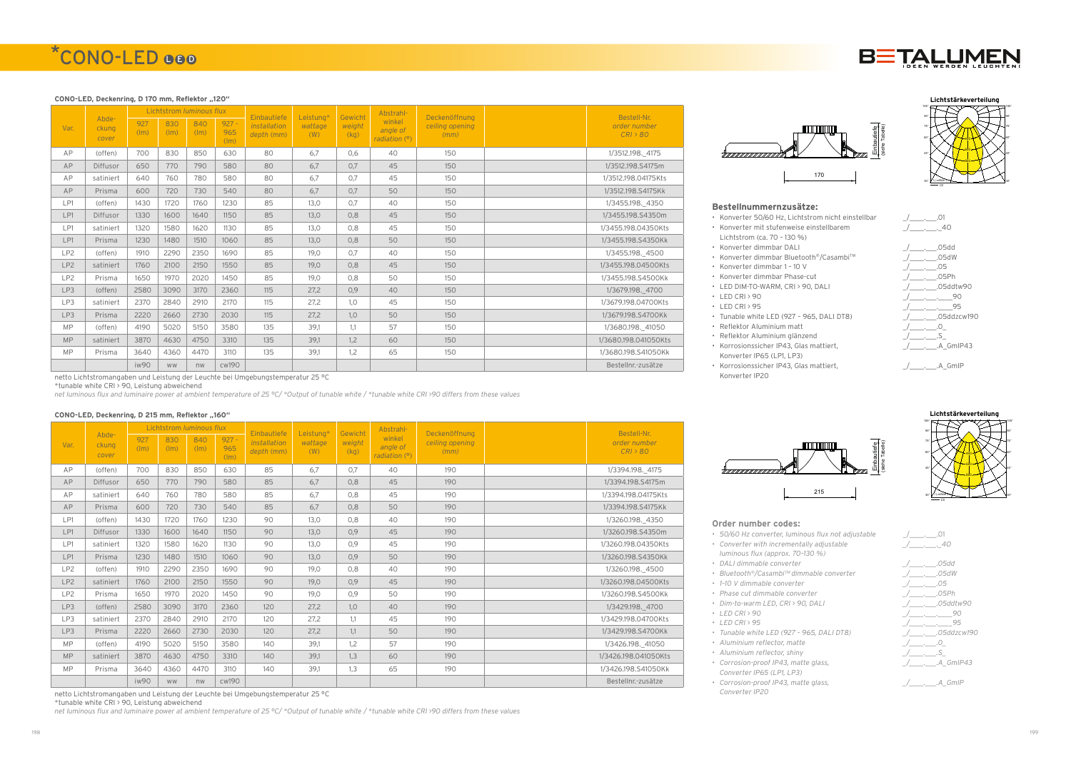# *CONO-LED

BETALUMEN
IDEEN WERDEN LEUCHTEN!

### CONO-LED, Deckenring, D 170 mm, Reflektor „120"

| Var. | Abdeckung *cover* | Lichtstrom *luminous flux* | | | | Einbautiefe *installation depth* (mm) | Leistung* *wattage* (W) | Gewicht *weight* (kg) | Abstrahlwinkel *angle of radiation* (°) | Deckenöffnung *ceiling opening* (mm) | | Bestell-Nr. *order number* CRI > 80 |
|---|---|---|---|---|---|---|---|---|---|---|---|---|
| | | 927 (lm) | 830 (lm) | 840 (lm) | 927 - 965 (lm) | | | | | | | |
| AP | (offen) | 700 | 830 | 850 | 630 | 80 | 6,7 | 0,6 | 40 | 150 | | 1/3512.198._4175 |
| AP | Diffusor | 650 | 770 | 790 | 580 | 80 | 6,7 | 0,7 | 45 | 150 | | 1/3512.198.S4175m |
| AP | satiniert | 640 | 760 | 780 | 580 | 80 | 6,7 | 0,7 | 45 | 150 | | 1/3512.198.04175Kts |
| AP | Prisma | 600 | 720 | 730 | 540 | 80 | 6,7 | 0,7 | 50 | 150 | | 1/3512.198.S4175Kk |
| LP1 | (offen) | 1430 | 1720 | 1760 | 1230 | 85 | 13,0 | 0,7 | 40 | 150 | | 1/3455.198._4350 |
| LP1 | Diffusor | 1330 | 1600 | 1640 | 1150 | 85 | 13,0 | 0,8 | 45 | 150 | | 1/3455.198.S4350m |
| LP1 | satiniert | 1320 | 1580 | 1620 | 1130 | 85 | 13,0 | 0,8 | 45 | 150 | | 1/3455.198.04350Kts |
| LP1 | Prisma | 1230 | 1480 | 1510 | 1060 | 85 | 13,0 | 0,8 | 50 | 150 | | 1/3455.198.S4350Kk |
| LP2 | (offen) | 1910 | 2290 | 2350 | 1690 | 85 | 19,0 | 0,7 | 40 | 150 | | 1/3455.198._4500 |
| LP2 | satiniert | 1760 | 2100 | 2150 | 1550 | 85 | 19,0 | 0,8 | 45 | 150 | | 1/3455.198.04500Kts |
| LP2 | Prisma | 1650 | 1970 | 2020 | 1450 | 85 | 19,0 | 0,8 | 50 | 150 | | 1/3455.198.S4500Kk |
| LP3 | (offen) | 2580 | 3090 | 3170 | 2360 | 115 | 27,2 | 0,9 | 40 | 150 | | 1/3679.198._4700 |
| LP3 | satiniert | 2370 | 2840 | 2910 | 2170 | 115 | 27,2 | 1,0 | 45 | 150 | | 1/3679.198.04700Kts |
| LP3 | Prisma | 2220 | 2660 | 2730 | 2030 | 115 | 27,2 | 1,0 | 50 | 150 | | 1/3679.198.S4700Kk |
| MP | (offen) | 4190 | 5020 | 5150 | 3580 | 135 | 39,1 | 1,1 | 57 | 150 | | 1/3680.198._41050 |
| MP | satiniert | 3870 | 4630 | 4750 | 3310 | 135 | 39,1 | 1,2 | 60 | 150 | | 1/3680.198.041050Kts |
| MP | Prisma | 3640 | 4360 | 4470 | 3110 | 135 | 39,1 | 1,2 | 65 | 150 | | 1/3680.198.S41050Kk |
| | | iw90 | ww | nw | cw190 | | | | | | | Bestellnr.-zusätze |

netto Lichtstromangaben und Leistung der Leuchte bei Umgebungstemperatur 25 °C
*tunable white CRI > 90, Leistung abweichend
*net luminous flux and luminaire power at ambient temperature of 25 °C/ *Output of tunable white / *tunable white CRI >90 differs from these values*

170 — Einbautiefe (siehe Tabelle)

**Lichtstärkeverteilung**

### Bestellnummernzusätze:

- Konverter 50/60 Hz, Lichtstrom nicht einstellbar — _/____.___.01
- Konverter mit stufenweise einstellbarem Lichtstrom (ca. 70 - 130 %) — _/____.___._40
- Konverter dimmbar DALI — _/____.___.05dd
- Konverter dimmbar Bluetooth®/Casambi™ — _/____.___.05dW
- Konverter dimmbar 1 - 10 V — _/____.___.05
- Konverter dimmbar Phase-cut — _/____.___.05Ph
- LED DIM-TO-WARM, CRI > 90, DALI — _/____.___.05ddtw90
- LED CRI > 90 — _/____.___.____90
- LED CRI > 95 — _/____.___.____95
- Tunable white LED (927 - 965, DALI DT8) — _/____.___.05ddzcw190
- Reflektor Aluminium matt — _/____.___.O_
- Reflektor Aluminium glänzend — _/____.___.S_
- Korrosionssicher IP43, Glas mattiert, Konverter IP65 (LP1, LP3) — _/____.___.A_GmIP43
- Korrosionssicher IP43, Glas mattiert, Konverter IP20 — _/____.___.A_GmIP

### CONO-LED, Deckenring, D 215 mm, Reflektor „160"

| Var. | Abdeckung *cover* | Lichtstrom *luminous flux* | | | | Einbautiefe *installation depth* (mm) | Leistung* *wattage* (W) | Gewicht *weight* (kg) | Abstrahlwinkel *angle of radiation* (°) | Deckenöffnung *ceiling opening* (mm) | | Bestell-Nr. *order number* CRI > 80 |
|---|---|---|---|---|---|---|---|---|---|---|---|---|
| | | 927 (lm) | 830 (lm) | 840 (lm) | 927 - 965 (lm) | | | | | | | |
| AP | (offen) | 700 | 830 | 850 | 630 | 85 | 6,7 | 0,7 | 40 | 190 | | 1/3394.198._4175 |
| AP | Diffusor | 650 | 770 | 790 | 580 | 85 | 6,7 | 0,8 | 45 | 190 | | 1/3394.198.S4175m |
| AP | satiniert | 640 | 760 | 780 | 580 | 85 | 6,7 | 0,8 | 45 | 190 | | 1/3394.198.04175Kts |
| AP | Prisma | 600 | 720 | 730 | 540 | 85 | 6,7 | 0,8 | 50 | 190 | | 1/3394.198.S4175Kk |
| LP1 | (offen) | 1430 | 1720 | 1760 | 1230 | 90 | 13,0 | 0,8 | 40 | 190 | | 1/3260.198._4350 |
| LP1 | Diffusor | 1330 | 1600 | 1640 | 1150 | 90 | 13,0 | 0,9 | 45 | 190 | | 1/3260.198.S4350m |
| LP1 | satiniert | 1320 | 1580 | 1620 | 1130 | 90 | 13,0 | 0,9 | 45 | 190 | | 1/3260.198.04350Kts |
| LP1 | Prisma | 1230 | 1480 | 1510 | 1060 | 90 | 13,0 | 0,9 | 50 | 190 | | 1/3260.198.S4350Kk |
| LP2 | (offen) | 1910 | 2290 | 2350 | 1690 | 90 | 19,0 | 0,8 | 40 | 190 | | 1/3260.198._4500 |
| LP2 | satiniert | 1760 | 2100 | 2150 | 1550 | 90 | 19,0 | 0,9 | 45 | 190 | | 1/3260.198.04500Kts |
| LP2 | Prisma | 1650 | 1970 | 2020 | 1450 | 90 | 19,0 | 0,9 | 50 | 190 | | 1/3260.198.S4500Kk |
| LP3 | (offen) | 2580 | 3090 | 3170 | 2360 | 120 | 27,2 | 1,0 | 40 | 190 | | 1/3429.198._4700 |
| LP3 | satiniert | 2370 | 2840 | 2910 | 2170 | 120 | 27,2 | 1,1 | 45 | 190 | | 1/3429.198.04700Kts |
| LP3 | Prisma | 2220 | 2660 | 2730 | 2030 | 120 | 27,2 | 1,1 | 50 | 190 | | 1/3429.198.S4700Kk |
| MP | (offen) | 4190 | 5020 | 5150 | 3580 | 140 | 39,1 | 1,2 | 57 | 190 | | 1/3426.198._41050 |
| MP | satiniert | 3870 | 4630 | 4750 | 3310 | 140 | 39,1 | 1,3 | 60 | 190 | | 1/3426.198.041050Kts |
| MP | Prisma | 3640 | 4360 | 4470 | 3110 | 140 | 39,1 | 1,3 | 65 | 190 | | 1/3426.198.S41050Kk |
| | | iw90 | ww | nw | cw190 | | | | | | | Bestellnr.-zusätze |

netto Lichtstromangaben und Leistung der Leuchte bei Umgebungstemperatur 25 °C
*tunable white CRI > 90, Leistung abweichend
*net luminous flux and luminaire power at ambient temperature of 25 °C/ *Output of tunable white / *tunable white CRI >90 differs from these values*

215 — Einbautiefe (siehe Tabelle)

**Lichtstärkeverteilung**

### Order number codes:

- *50/60 Hz converter, luminous flux not adjustable* — _/____.___.01
- *Converter with incrementally adjustable luminous flux (approx. 70-130 %)* — _/____.___._40
- *DALI dimmable converter* — _/____.___.05dd
- *Bluetooth®/Casambi™ dimmable converter* — _/____.___.05dW
- *1-10 V dimmable converter* — _/____.___.05
- *Phase cut dimmable converter* — _/____.___.05Ph
- *Dim-to-warm LED, CRI > 90, DALI* — _/____.___.05ddtw90
- *LED CRI > 90* — _/____.___.____90
- *LED CRI > 95* — _/____.___.____95
- *Tunable white LED (927 - 965, DALI DT8)* — _/____.___.05ddzcw190
- *Aluminium reflector, matte* — _/____.___.O_
- *Aluminium reflector, shiny* — _/____.___.S_
- *Corrosion-proof IP43, matte glass, Converter IP65 (LP1, LP3)* — _/____.___.A_GmIP43
- *Corrosion-proof IP43, matte glass, Converter IP20* — _/____.___.A_GmIP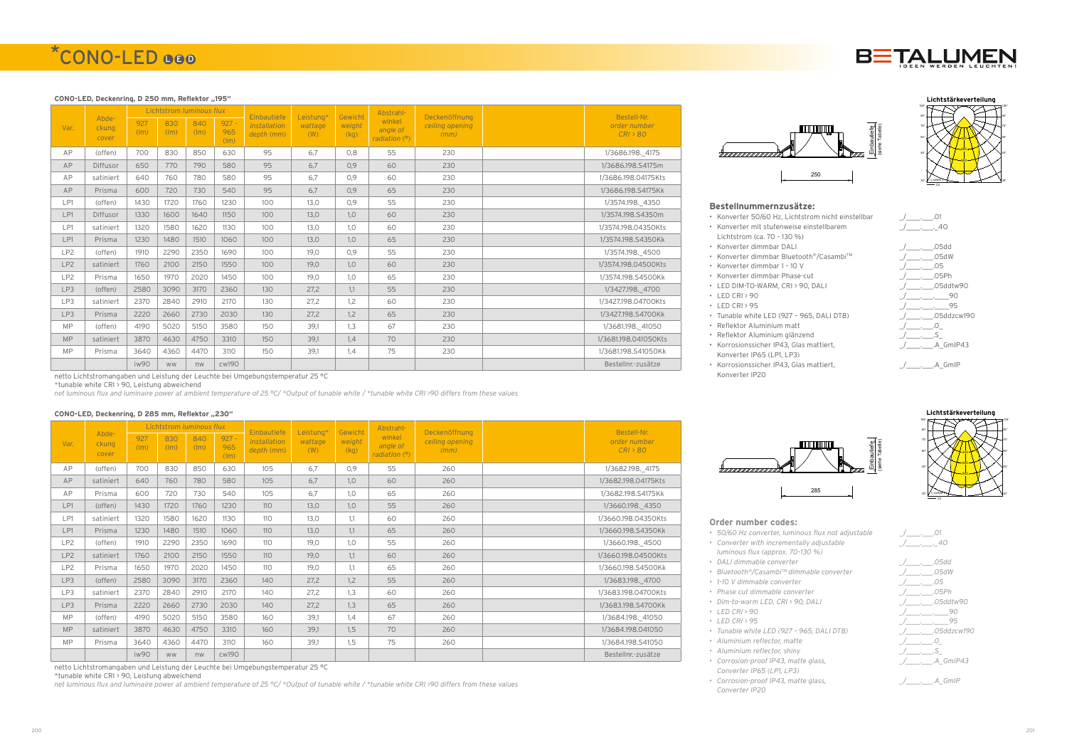# *CONO-LED

BETALUMEN IDEEN WERDEN LEUCHTEN!

### CONO-LED, Deckenring, D 250 mm, Reflektor „195"

| Var. | Abdeckung *cover* | Lichtstrom *luminous flux* | | | | Einbautiefe *installation depth* (mm) | Leistung* *wattage* (W) | Gewicht *weight* (kg) | Abstrahlwinkel *angle of radiation* (°) | Deckenöffnung *ceiling opening* (mm) | | Bestell-Nr. *order number* CRI > 80 |
|---|---|---|---|---|---|---|---|---|---|---|---|---|
| | | 927 (lm) | 830 (lm) | 840 (lm) | 927 - 965 (lm) | | | | | | | |
| AP | (offen) | 700 | 830 | 850 | 630 | 95 | 6,7 | 0,8 | 55 | 230 | | 1/3686.198._4175 |
| AP | Diffusor | 650 | 770 | 790 | 580 | 95 | 6,7 | 0,9 | 60 | 230 | | 1/3686.198.S4175m |
| AP | satiniert | 640 | 760 | 780 | 580 | 95 | 6,7 | 0,9 | 60 | 230 | | 1/3686.198.04175Kts |
| AP | Prisma | 600 | 720 | 730 | 540 | 95 | 6,7 | 0,9 | 65 | 230 | | 1/3686.198.S4175Kk |
| LP1 | (offen) | 1430 | 1720 | 1760 | 1230 | 100 | 13,0 | 0,9 | 55 | 230 | | 1/3574.198._4350 |
| LP1 | Diffusor | 1330 | 1600 | 1640 | 1150 | 100 | 13,0 | 1,0 | 60 | 230 | | 1/3574.198.S4350m |
| LP1 | satiniert | 1320 | 1580 | 1620 | 1130 | 100 | 13,0 | 1,0 | 60 | 230 | | 1/3574.198.04350Kts |
| LP1 | Prisma | 1230 | 1480 | 1510 | 1060 | 100 | 13,0 | 1,0 | 65 | 230 | | 1/3574.198.S4350Kk |
| LP2 | (offen) | 1910 | 2290 | 2350 | 1690 | 100 | 19,0 | 0,9 | 55 | 230 | | 1/3574.198._4500 |
| LP2 | satiniert | 1760 | 2100 | 2150 | 1550 | 100 | 19,0 | 1,0 | 60 | 230 | | 1/3574.198.04500Kts |
| LP2 | Prisma | 1650 | 1970 | 2020 | 1450 | 100 | 19,0 | 1,0 | 65 | 230 | | 1/3574.198.S4500Kk |
| LP3 | (offen) | 2580 | 3090 | 3170 | 2360 | 130 | 27,2 | 1,1 | 55 | 230 | | 1/3427.198._4700 |
| LP3 | satiniert | 2370 | 2840 | 2910 | 2170 | 130 | 27,2 | 1,2 | 60 | 230 | | 1/3427.198.04700Kts |
| LP3 | Prisma | 2220 | 2660 | 2730 | 2030 | 130 | 27,2 | 1,2 | 65 | 230 | | 1/3427.198.S4700Kk |
| MP | (offen) | 4190 | 5020 | 5150 | 3580 | 150 | 39,1 | 1,3 | 67 | 230 | | 1/3681.198._41050 |
| MP | satiniert | 3870 | 4630 | 4750 | 3310 | 150 | 39,1 | 1,4 | 70 | 230 | | 1/3681.198.041050Kts |
| MP | Prisma | 3640 | 4360 | 4470 | 3110 | 150 | 39,1 | 1,4 | 75 | 230 | | 1/3681.198.S41050Kk |
| | | iw90 | ww | nw | cw190 | | | | | | | Bestellnr.-zusätze |

netto Lichtstromangaben und Leistung der Leuchte bei Umgebungstemperatur 25 °C
*tunable white CRI > 90, Leistung abweichend
*net luminous flux and luminaire power at ambient temperature of 25 °C/ *Output of tunable white / *tunable white CRI >90 differs from these values*

250

Einbautiefe (siehe Tabelle)

Lichtstärkeverteilung

### Bestellnummernzusätze:

- Konverter 50/60 Hz, Lichtstrom nicht einstellbar _/____.___.01
- Konverter mit stufenweise einstellbarem Lichtstrom (ca. 70 - 130 %) _/____.___._40
- Konverter dimmbar DALI _/____.___.05dd
- Konverter dimmbar Bluetooth®/Casambi™ _/____.___.05dW
- Konverter dimmbar 1 - 10 V _/____.___.05
- Konverter dimmbar Phase-cut _/____.___.05Ph
- LED DIM-TO-WARM, CRI > 90, DALI _/____.___.05ddtw90
- LED CRI > 90 _/____.___.____90
- LED CRI > 95 _/____.___.____95
- Tunable white LED (927 – 965, DALI DT8) _/____.___.05ddzcw190
- Reflektor Aluminium matt _/____.___.O_
- Reflektor Aluminium glänzend _/____.___.S_
- Korrosionssicher IP43, Glas mattiert, Konverter IP65 (LP1, LP3) _/____.___.A_GmIP43
- Korrosionssicher IP43, Glas mattiert, Konverter IP20 _/____.___.A_GmIP

### CONO-LED, Deckenring, D 285 mm, Reflektor „230"

| Var. | Abdeckung *cover* | Lichtstrom *luminous flux* | | | | Einbautiefe *installation depth* (mm) | Leistung* *wattage* (W) | Gewicht *weight* (kg) | Abstrahlwinkel *angle of radiation* (°) | Deckenöffnung *ceiling opening* (mm) | | Bestell-Nr. *order number* CRI > 80 |
|---|---|---|---|---|---|---|---|---|---|---|---|---|
| | | 927 (lm) | 830 (lm) | 840 (lm) | 927 - 965 (lm) | | | | | | | |
| AP | (offen) | 700 | 830 | 850 | 630 | 105 | 6,7 | 0,9 | 55 | 260 | | 1/3682.198._4175 |
| AP | satiniert | 640 | 760 | 780 | 580 | 105 | 6,7 | 1,0 | 60 | 260 | | 1/3682.198.04175Kts |
| AP | Prisma | 600 | 720 | 730 | 540 | 105 | 6,7 | 1,0 | 65 | 260 | | 1/3682.198.S4175Kk |
| LP1 | (offen) | 1430 | 1720 | 1760 | 1230 | 110 | 13,0 | 1,0 | 55 | 260 | | 1/3660.198._4350 |
| LP1 | satiniert | 1320 | 1580 | 1620 | 1130 | 110 | 13,0 | 1,1 | 60 | 260 | | 1/3660.198.04350Kts |
| LP1 | Prisma | 1230 | 1480 | 1510 | 1060 | 110 | 13,0 | 1,1 | 65 | 260 | | 1/3660.198.S4350Kk |
| LP2 | (offen) | 1910 | 2290 | 2350 | 1690 | 110 | 19,0 | 1,0 | 55 | 260 | | 1/3660.198._4500 |
| LP2 | satiniert | 1760 | 2100 | 2150 | 1550 | 110 | 19,0 | 1,1 | 60 | 260 | | 1/3660.198.04500Kts |
| LP2 | Prisma | 1650 | 1970 | 2020 | 1450 | 110 | 19,0 | 1,1 | 65 | 260 | | 1/3660.198.S4500Kk |
| LP3 | (offen) | 2580 | 3090 | 3170 | 2360 | 140 | 27,2 | 1,2 | 55 | 260 | | 1/3683.198._4700 |
| LP3 | satiniert | 2370 | 2840 | 2910 | 2170 | 140 | 27,2 | 1,3 | 60 | 260 | | 1/3683.198.04700Kts |
| LP3 | Prisma | 2220 | 2660 | 2730 | 2030 | 140 | 27,2 | 1,3 | 65 | 260 | | 1/3683.198.S4700Kk |
| MP | (offen) | 4190 | 5020 | 5150 | 3580 | 160 | 39,1 | 1,4 | 67 | 260 | | 1/3684.198._41050 |
| MP | satiniert | 3870 | 4630 | 4750 | 3310 | 160 | 39,1 | 1,5 | 70 | 260 | | 1/3684.198.041050 |
| MP | Prisma | 3640 | 4360 | 4470 | 3110 | 160 | 39,1 | 1,5 | 75 | 260 | | 1/3684.198.S41050 |
| | | iw90 | ww | nw | cw190 | | | | | | | Bestellnr.-zusätze |

netto Lichtstromangaben und Leistung der Leuchte bei Umgebungstemperatur 25 °C
*tunable white CRI > 90, Leistung abweichend
*net luminous flux and luminaire power at ambient temperature of 25 °C/ *Output of tunable white / *tunable white CRI >90 differs from these values*

285

Einbautiefe (siehe Tabelle)

Lichtstärkeverteilung

### Order number codes:

- *50/60 Hz converter, luminous flux not adjustable* _/____.___.01
- *Converter with incrementally adjustable luminous flux (approx. 70–130 %)* _/____.___._40
- *DALI dimmable converter* _/____.___.05dd
- *Bluetooth®/Casambi™ dimmable converter* _/____.___.05dW
- *1-10 V dimmable converter* _/____.___.05
- *Phase cut dimmable converter* _/____.___.05Ph
- *Dim-to-warm LED, CRI > 90, DALI* _/____.___.05ddtw90
- *LED CRI > 90* _/____.___.____90
- *LED CRI > 95* _/____.___.____95
- *Tunable white LED (927 – 965, DALI DT8)* _/____.___.05ddzcw190
- *Aluminium reflector, matte* _/____.___.O_
- *Aluminium reflector, shiny* _/____.___.S_
- *Corrosion-proof IP43, matte glass, Converter IP65 (LP1, LP3)* _/____.___.A_GmIP43
- *Corrosion-proof IP43, matte glass, Converter IP20* _/____.___.A_GmIP